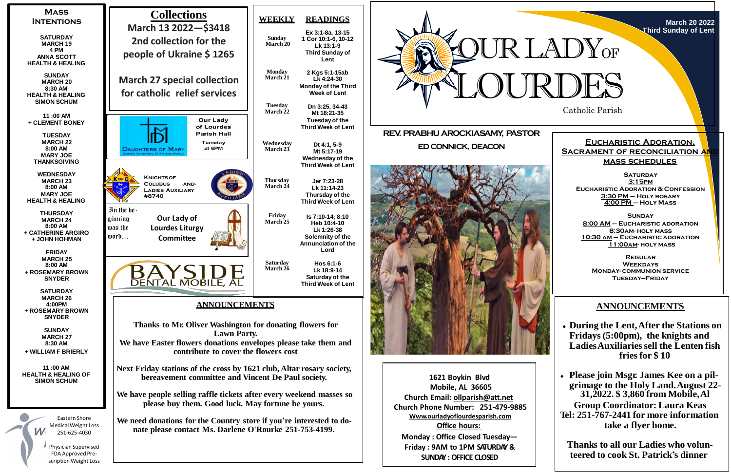# Our Lady of Lourdes

Catholic Parish

March 20 2022
Third Sunday of Lent

**REV. PRABHU AROCKIASAMY, PASTOR**

**ED CONNICK, DEACON**

## Mass Intentions

**SATURDAY MARCH 19**
4 PM
ANNA SCOTT
HEALTH & HEALING

**SUNDAY MARCH 20**
8:30 AM
HEALTH & HEALING
SIMON SCHUM

11 :00 AM
+ CLEMENT BONEY

**TUESDAY MARCH 22**
8:00 AM
MARY JOE
THANKSGIVING

**WEDNESDAY MARCH 23**
8:00 AM
MARY JOE
HEALTH & HEALING

**THURSDAY MARCH 24**
8:00 AM
+ CATHERINE ARGIRO
+ JOHN HOHMAN

**FRIDAY MARCH 25**
8:00 AM
+ ROSEMARY BROWN SNYDER

**SATURDAY MARCH 26**
4:00PM
+ ROSEMARY BROWN SNYDER

**SUNDAY MARCH 27**
8:30 AM
+ WILLIAM F BRIERLY

11 :00 AM
HEALTH & HEALING OF SIMON SCHUM

Eastern Shore Medical Weight Loss 251-625-4030
Physician Supervised FDA Approved Prescription Weight Loss

## Collections

**March 13 2022—$3418**

**2nd collection for the people of Ukraine $ 1265**

**March 27 special collection for catholic relief services**

Daughters of Mary — Women Renewing Faith and Family
Our Lady of Lourdes Parish Hall
Tuesday at 6PM

Knights of Columbus -and- Ladies Auxiliary #8740

In the beginning was the word…
Our Lady of Lourdes Liturgy Committee

BAYSIDE DENTAL MOBILE, AL

## Weekly Readings

| WEEKLY | READINGS |
|---|---|
| Sunday March 20 | Ex 3:1-8a, 13-15<br>1 Cor 10:1-6, 10-12<br>Lk 13:1-9<br>Third Sunday of Lent |
| Monday March 21 | 2 Kgs 5:1-15ab<br>Lk 4:24-30<br>Monday of the Third Week of Lent |
| Tuesday March 22 | Dn 3:25, 34-43<br>Mt 18:21-35<br>Tuesday of the Third Week of Lent |
| Wednesday March 23 | Dt 4:1, 5-9<br>Mt 5:17-19<br>Wednesday of the Third Week of Lent |
| Thursday March 24 | Jer 7:23-28<br>Lk 11:14-23<br>Thursday of the Third Week of Lent |
| Friday March 25 | Is 7:10-14; 8:10<br>Heb 10:4-10<br>Lk 1:26-38<br>Solemnity of the Annunciation of the Lord |
| Saturday March 26 | Hos 6:1-6<br>Lk 18:9-14<br>Saturday of the Third Week of Lent |

## ANNOUNCEMENTS

**Thanks to Mr. Oliver Washington for donating flowers for Lawn Party.**
**We have Easter flowers donations envelopes please take them and contribute to cover the flowers cost**

**Next Friday stations of the cross by 1621 club, Altar rosary society, bereavement committee and Vincent De Paul society.**

**We have people selling raffle tickets after every weekend masses so please buy them. Good luck. May fortune be yours.**

**We need donations for the Country store if you're interested to donate please contact Ms. Darlene O'Rourke 251-753-4199.**

## Eucharistic Adoration, Sacrament of Reconciliation and Mass Schedules

**SATURDAY**
3:15PM
EUCHARISTIC ADORATION & CONFESSION
3:30 PM – HOLY ROSARY
4:00 PM – HOLY MASS

**SUNDAY**
8:00 AM – EUCHARISTIC ADORATION
8:30AM- HOLY MASS
10:30 AM – EUCHARISTIC ADORATION
11:00AM- HOLY MASS

**REGULAR WEEKDAYS**
MONDAY- COMMUNION SERVICE
TUESDAY–FRIDAY

1621 Boykin Blvd
Mobile, AL 36605
Church Email: ollparish@att.net
Church Phone Number: 251-479-9885
Www.ourladyoflourdesparish.com
Office hours:
Monday : Office Closed Tuesday—Friday : 9AM to 1PM SATURDAY & SUNDAY : OFFICE CLOSED

## ANNOUNCEMENTS

- **During the Lent, After the Stations on Fridays (5:00pm), the knights and Ladies Auxiliaries sell the Lenten fish fries for $ 10**
- **Please join Msgr. James Kee on a pilgrimage to the Holy Land. August 22-31,2022. $ 3,860 from Mobile, Al**

**Group Coordinator: Laura Keas**
**Tel: 251-767-2441 for more information take a flyer home.**

**Thanks to all our Ladies who volunteered to cook St. Patrick's dinner**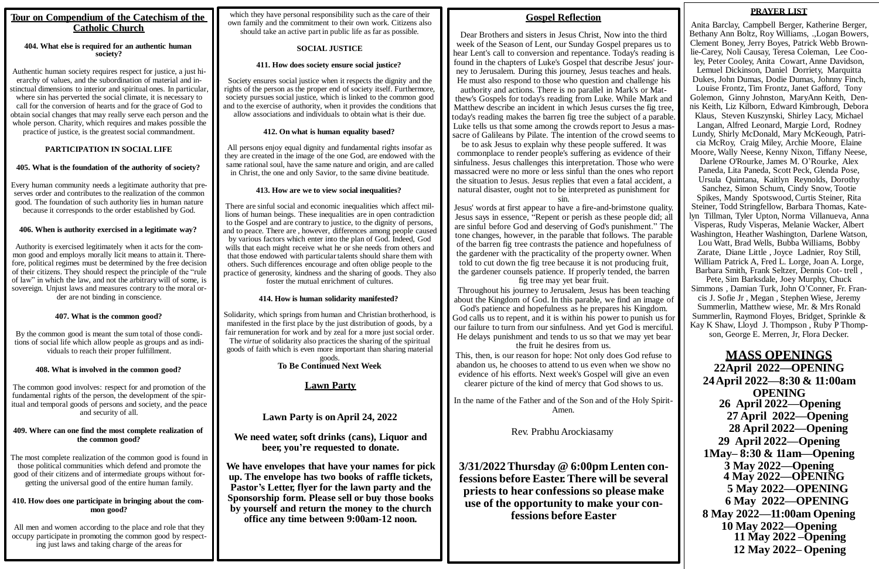## Tour on Compendium of the Catechism of the Catholic Church

**404. What else is required for an authentic human society?**

Authentic human society requires respect for justice, a just hierarchy of values, and the subordination of material and instinctual dimensions to interior and spiritual ones. In particular, where sin has perverted the social climate, it is necessary to call for the conversion of hearts and for the grace of God to obtain social changes that may really serve each person and the whole person. Charity, which requires and makes possible the practice of justice, is the greatest social commandment.

**PARTICIPATION IN SOCIAL LIFE**

**405. What is the foundation of the authority of society?**

Every human community needs a legitimate authority that preserves order and contributes to the realization of the common good. The foundation of such authority lies in human nature because it corresponds to the order established by God.

**406. When is authority exercised in a legitimate way?**

Authority is exercised legitimately when it acts for the common good and employs morally licit means to attain it. Therefore, political regimes must be determined by the free decision of their citizens. They should respect the principle of the "rule of law" in which the law, and not the arbitrary will of some, is sovereign. Unjust laws and measures contrary to the moral order are not binding in conscience.

**407. What is the common good?**

By the common good is meant the sum total of those conditions of social life which allow people as groups and as individuals to reach their proper fulfillment.

**408. What is involved in the common good?**

The common good involves: respect for and promotion of the fundamental rights of the person, the development of the spiritual and temporal goods of persons and society, and the peace and security of all.

**409. Where can one find the most complete realization of the common good?**

The most complete realization of the common good is found in those political communities which defend and promote the good of their citizens and of intermediate groups without forgetting the universal good of the entire human family.

**410. How does one participate in bringing about the common good?**

All men and women according to the place and role that they occupy participate in promoting the common good by respecting just laws and taking charge of the areas for which they have personal responsibility such as the care of their own family and the commitment to their own work. Citizens also should take an active part in public life as far as possible.

**SOCIAL JUSTICE**

**411. How does society ensure social justice?**

Society ensures social justice when it respects the dignity and the rights of the person as the proper end of society itself. Furthermore, society pursues social justice, which is linked to the common good and to the exercise of authority, when it provides the conditions that allow associations and individuals to obtain what is their due.

**412. On what is human equality based?**

All persons enjoy equal dignity and fundamental rights insofar as they are created in the image of the one God, are endowed with the same rational soul, have the same nature and origin, and are called in Christ, the one and only Savior, to the same divine beatitude.

**413. How are we to view social inequalities?**

There are sinful social and economic inequalities which affect millions of human beings. These inequalities are in open contradiction to the Gospel and are contrary to justice, to the dignity of persons, and to peace. There are , however, differences among people caused by various factors which enter into the plan of God. Indeed, God wills that each might receive what he or she needs from others and that those endowed with particular talents should share them with others. Such differences encourage and often oblige people to the practice of generosity, kindness and the sharing of goods. They also foster the mutual enrichment of cultures.

**414. How is human solidarity manifested?**

Solidarity, which springs from human and Christian brotherhood, is manifested in the first place by the just distribution of goods, by a fair remuneration for work and by zeal for a more just social order. The *virtue* of solidarity also practices the sharing of the spiritual goods of faith which is even more important than sharing material goods.

**To Be Continued Next Week**

## Lawn Party

**Lawn Party is on April 24, 2022**

**We need water, soft drinks (cans), Liquor and beer, you're requested to donate.**

**We have envelopes that have your names for pick up. The envelope has two books of raffle tickets, Pastor's Letter, flyer for the lawn party and the Sponsorship form. Please sell or buy those books by yourself and return the money to the church office any time between 9:00am-12 noon.**

## Gospel Reflection

Dear Brothers and sisters in Jesus Christ, Now into the third week of the Season of Lent, our Sunday Gospel prepares us to hear Lent's call to conversion and repentance. Today's reading is found in the chapters of Luke's Gospel that describe Jesus' journey to Jerusalem. During this journey, Jesus teaches and heals. He must also respond to those who question and challenge his authority and actions. There is no parallel in Mark's or Matthew's Gospels for today's reading from Luke. While Mark and Matthew describe an incident in which Jesus curses the fig tree, today's reading makes the barren fig tree the subject of a parable. Luke tells us that some among the crowds report to Jesus a massacre of Galileans by Pilate. The intention of the crowd seems to be to ask Jesus to explain why these people suffered. It was commonplace to render people's suffering as evidence of their sinfulness. Jesus challenges this interpretation. Those who were massacred were no more or less sinful than the ones who report the situation to Jesus. Jesus replies that even a fatal accident, a natural disaster, ought not to be interpreted as punishment for sin.

Jesus' words at first appear to have a fire-and-brimstone quality. Jesus says in essence, "Repent or perish as these people did; all are sinful before God and deserving of God's punishment." The tone changes, however, in the parable that follows. The parable of the barren fig tree contrasts the patience and hopefulness of the gardener with the practicality of the property owner. When told to cut down the fig tree because it is not producing fruit, the gardener counsels patience. If properly tended, the barren fig tree may yet bear fruit.

Throughout his journey to Jerusalem, Jesus has been teaching about the Kingdom of God. In this parable, we find an image of God's patience and hopefulness as he prepares his Kingdom. God calls us to repent, and it is within his power to punish us for our failure to turn from our sinfulness. And yet God is merciful. He delays punishment and tends to us so that we may yet bear the fruit he desires from us.

This, then, is our reason for hope: Not only does God refuse to abandon us, he chooses to attend to us even when we show no evidence of his efforts. Next week's Gospel will give an even clearer picture of the kind of mercy that God shows to us.

In the name of the Father and of the Son and of the Holy Spirit- Amen.

Rev. Prabhu Arockiasamy

**3/31/2022 Thursday @ 6:00pm Lenten confessions before Easter. There will be several priests to hear confessions so please make use of the opportunity to make your confessions before Easter**

## PRAYER LIST

Anita Barclay, Campbell Berger, Katherine Berger, Bethany Ann Boltz, Roy Williams, .,Logan Bowers, Clement Boney, Jerry Boyes, Patrick Webb Brownlie-Carey, Noli Causay, Teresa Coleman, Lee Cooley, Peter Cooley, Anita Cowart, Anne Davidson, Lemuel Dickinson, Daniel Dorriety, Marquitta Dukes, John Dumas, Dodie Dumas, Johnny Finch, Louise Frontz, Tim Frontz, Janet Gafford, Tony Golemon, Ginny Johnston, MaryAnn Keith, Dennis Keith, Liz Kilborn, Edward Kimbrough, Debora Klaus, Steven Kuszynski, Shirley Lacy, Michael Langan, Alfred Leonard, Margie Lord, Rodney Lundy, Shirly McDonald, Mary McKeough, Patricia McRoy, Craig Miley, Archie Moore, Elaine Moore, Wally Neese, Kenny Nixon, Tiffany Neese, Darlene O'Rourke, James M. O'Rourke, Alex Paneda, Lita Paneda, Scott Peck, Glenda Pose, Ursula Quintana, Kaitlyn Reynolds, Dorothy Sanchez, Simon Schum, Cindy Snow, Tootie Spikes, Mandy Spotswood, Curtis Steiner, Rita Steiner, Todd Stringfellow, Barbara Thomas, Katelyn Tillman, Tyler Upton, Norma Villanueva, Anna Visperas, Rudy Visperas, Melanie Wacker, Albert Washington, Heather Washington, Darlene Watson, Lou Watt, Brad Wells, Bubba Williams, Bobby Zarate, Diane Little , Joyce Ladnier, Roy Still, William Patrick A, Fred L. Lorge, Joan A. Lorge, Barbara Smith, Frank Seltzer, Dennis Cot- trell , Pete, Sim Barksdale, Joey Murphy, Chuck Simmons , Damian Turk, John O'Conner, Fr. Francis J. Sofie Jr , Megan , Stephen Wiese, Jeremy Summerlin, Matthew wiese, Mr. & Mrs Ronald Summerlin, Raymond Floyes, Bridget, Sprinkle & Kay K Shaw, Lloyd J. Thompson , Ruby P Thompson, George E. Merren, Jr, Flora Decker.

## MASS OPENINGS

**22April 2022—OPENING**
**24 April 2022—8:30 & 11:00am OPENING**
**26 April 2022—Opening**
**27 April 2022—Opening**
**28 April 2022—Opening**
**29 April 2022—Opening**
**1May– 8:30 & 11am—Opening**
**3 May 2022—Opening**
**4 May 2022—OPENING**
**5 May 2022—OPENING**
**6 May 2022—OPENING**
**8 May 2022—11:00am Opening**
**10 May 2022—Opening**
**11 May 2022 –Opening**
**12 May 2022– Opening**